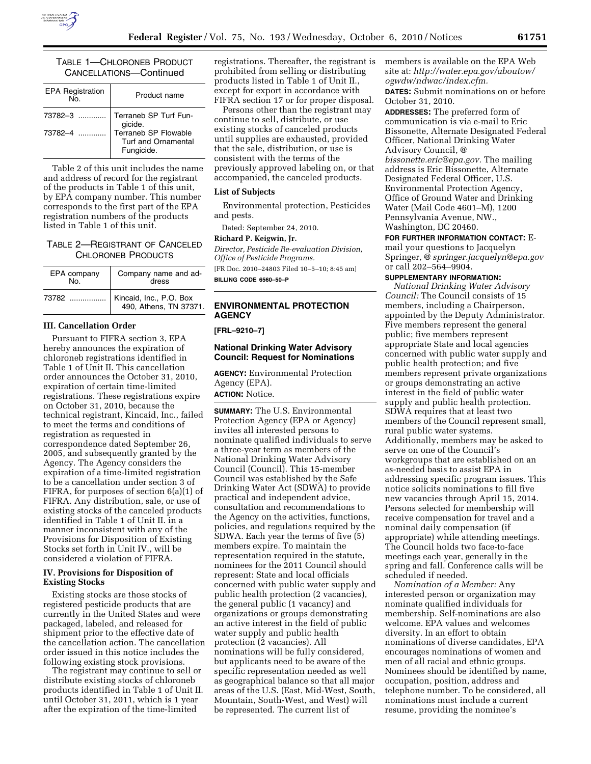TABLE 1—CHLORONEB PRODUCT CANCELLATIONS—Continued

| EPA Registration No. | Product name |
| --- | --- |
| 73782–3 | Terraneb SP Turf Fungicide. |
| 73782–4 | Terraneb SP Flowable Turf and Ornamental Fungicide. |

Table 2 of this unit includes the name and address of record for the registrant of the products in Table 1 of this unit, by EPA company number. This number corresponds to the first part of the EPA registration numbers of the products listed in Table 1 of this unit.

TABLE 2—REGISTRANT OF CANCELED CHLORONEB PRODUCTS

| EPA company No. | Company name and address |
| --- | --- |
| 73782 | Kincaid, Inc., P.O. Box 490, Athens, TN 37371. |

### III. Cancellation Order

Pursuant to FIFRA section 3, EPA hereby announces the expiration of chloroneb registrations identified in Table 1 of Unit II. This cancellation order announces the October 31, 2010, expiration of certain time-limited registrations. These registrations expire on October 31, 2010, because the technical registrant, Kincaid, Inc., failed to meet the terms and conditions of registration as requested in correspondence dated September 26, 2005, and subsequently granted by the Agency. The Agency considers the expiration of a time-limited registration to be a cancellation under section 3 of FIFRA, for purposes of section 6(a)(1) of FIFRA. Any distribution, sale, or use of existing stocks of the canceled products identified in Table 1 of Unit II. in a manner inconsistent with any of the Provisions for Disposition of Existing Stocks set forth in Unit IV., will be considered a violation of FIFRA.

### IV. Provisions for Disposition of Existing Stocks

Existing stocks are those stocks of registered pesticide products that are currently in the United States and were packaged, labeled, and released for shipment prior to the effective date of the cancellation action. The cancellation order issued in this notice includes the following existing stock provisions.

The registrant may continue to sell or distribute existing stocks of chloroneb products identified in Table 1 of Unit II. until October 31, 2011, which is 1 year after the expiration of the time-limited registrations. Thereafter, the registrant is prohibited from selling or distributing products listed in Table 1 of Unit II., except for export in accordance with FIFRA section 17 or for proper disposal.

Persons other than the registrant may continue to sell, distribute, or use existing stocks of canceled products until supplies are exhausted, provided that the sale, distribution, or use is consistent with the terms of the previously approved labeling on, or that accompanied, the canceled products.

**List of Subjects**

Environmental protection, Pesticides and pests.

Dated: September 24, 2010.

**Richard P. Keigwin, Jr.**

*Director, Pesticide Re-evaluation Division, Office of Pesticide Programs.*

[FR Doc. 2010–24803 Filed 10–5–10; 8:45 am]

**BILLING CODE 6560–50–P**

## ENVIRONMENTAL PROTECTION AGENCY

**[FRL–9210–7]**

### National Drinking Water Advisory Council: Request for Nominations

**AGENCY:** Environmental Protection Agency (EPA).

**ACTION:** Notice.

**SUMMARY:** The U.S. Environmental Protection Agency (EPA or Agency) invites all interested persons to nominate qualified individuals to serve a three-year term as members of the National Drinking Water Advisory Council (Council). This 15-member Council was established by the Safe Drinking Water Act (SDWA) to provide practical and independent advice, consultation and recommendations to the Agency on the activities, functions, policies, and regulations required by the SDWA. Each year the terms of five (5) members expire. To maintain the representation required in the statute, nominees for the 2011 Council should represent: State and local officials concerned with public water supply and public health protection (2 vacancies), the general public (1 vacancy) and organizations or groups demonstrating an active interest in the field of public water supply and public health protection (2 vacancies). All nominations will be fully considered, but applicants need to be aware of the specific representation needed as well as geographical balance so that all major areas of the U.S. (East, Mid-West, South, Mountain, South-West, and West) will be represented. The current list of members is available on the EPA Web site at: *http://water.epa.gov/aboutow/ogwdw/ndwac/index.cfm.*

**DATES:** Submit nominations on or before October 31, 2010.

**ADDRESSES:** The preferred form of communication is via e-mail to Eric Bissonette, Alternate Designated Federal Officer, National Drinking Water Advisory Council, @ *bissonette.eric@epa.gov.* The mailing address is Eric Bissonette, Alternate Designated Federal Officer, U.S. Environmental Protection Agency, Office of Ground Water and Drinking Water (Mail Code 4601–M), 1200 Pennsylvania Avenue, NW., Washington, DC 20460.

**FOR FURTHER INFORMATION CONTACT:** E-mail your questions to Jacquelyn Springer, @ *springer.jacquelyn@epa.gov* or call 202–564–9904.

**SUPPLEMENTARY INFORMATION:**

*National Drinking Water Advisory Council:* The Council consists of 15 members, including a Chairperson, appointed by the Deputy Administrator. Five members represent the general public; five members represent appropriate State and local agencies concerned with public water supply and public health protection; and five members represent private organizations or groups demonstrating an active interest in the field of public water supply and public health protection. SDWA requires that at least two members of the Council represent small, rural public water systems. Additionally, members may be asked to serve on one of the Council's workgroups that are established on an as-needed basis to assist EPA in addressing specific program issues. This notice solicits nominations to fill five new vacancies through April 15, 2014. Persons selected for membership will receive compensation for travel and a nominal daily compensation (if appropriate) while attending meetings. The Council holds two face-to-face meetings each year, generally in the spring and fall. Conference calls will be scheduled if needed.

*Nomination of a Member:* Any interested person or organization may nominate qualified individuals for membership. Self-nominations are also welcome. EPA values and welcomes diversity. In an effort to obtain nominations of diverse candidates, EPA encourages nominations of women and men of all racial and ethnic groups. Nominees should be identified by name, occupation, position, address and telephone number. To be considered, all nominations must include a current resume, providing the nominee's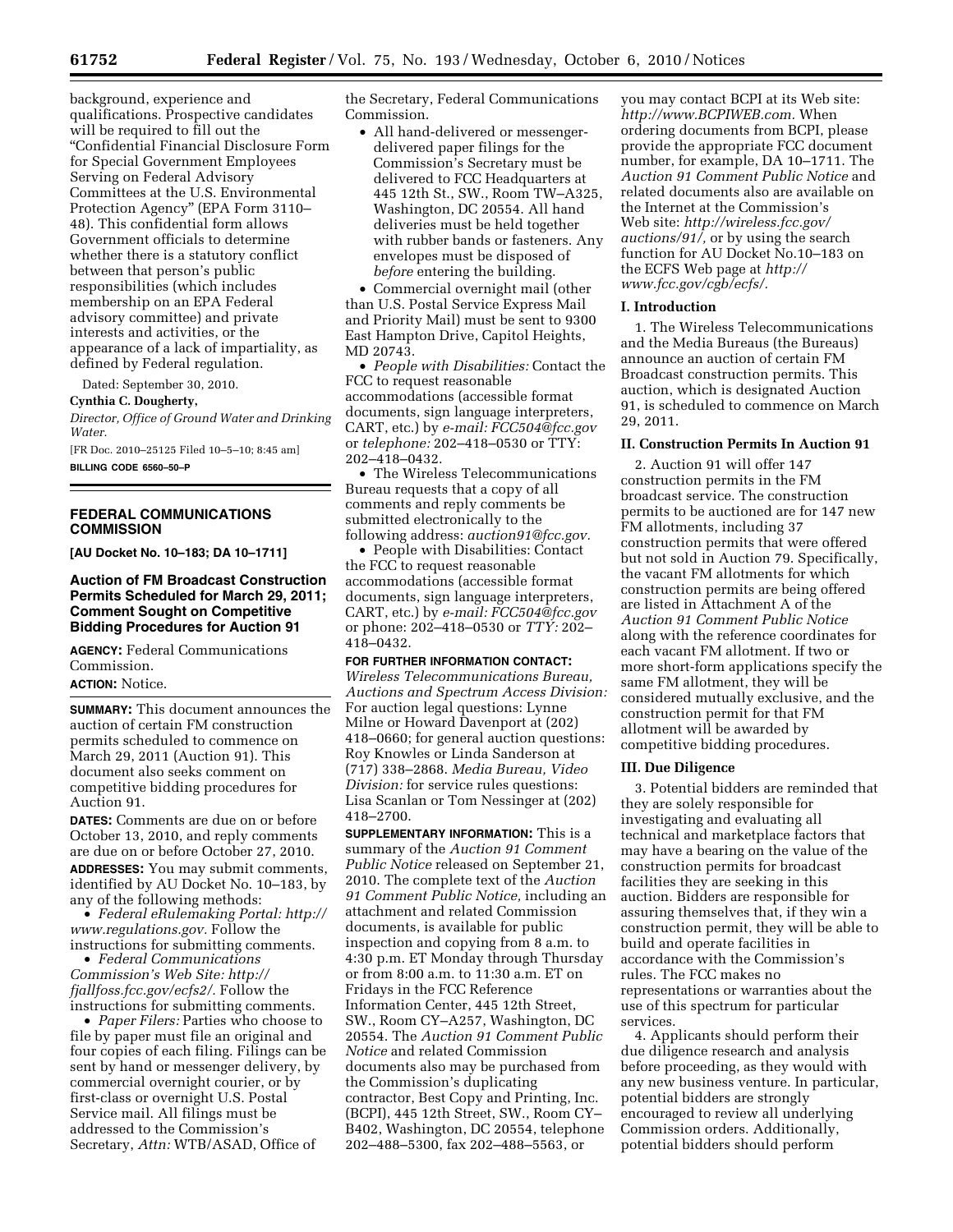background, experience and qualifications. Prospective candidates will be required to fill out the "Confidential Financial Disclosure Form for Special Government Employees Serving on Federal Advisory Committees at the U.S. Environmental Protection Agency" (EPA Form 3110–48). This confidential form allows Government officials to determine whether there is a statutory conflict between that person's public responsibilities (which includes membership on an EPA Federal advisory committee) and private interests and activities, or the appearance of a lack of impartiality, as defined by Federal regulation.

Dated: September 30, 2010.

**Cynthia C. Dougherty,**

*Director, Office of Ground Water and Drinking Water.*

[FR Doc. 2010–25125 Filed 10–5–10; 8:45 am]

**BILLING CODE 6560–50–P**

## FEDERAL COMMUNICATIONS COMMISSION

**[AU Docket No. 10–183; DA 10–1711]**

## Auction of FM Broadcast Construction Permits Scheduled for March 29, 2011; Comment Sought on Competitive Bidding Procedures for Auction 91

**AGENCY:** Federal Communications Commission.

**ACTION:** Notice.

**SUMMARY:** This document announces the auction of certain FM construction permits scheduled to commence on March 29, 2011 (Auction 91). This document also seeks comment on competitive bidding procedures for Auction 91.

**DATES:** Comments are due on or before October 13, 2010, and reply comments are due on or before October 27, 2010.

**ADDRESSES:** You may submit comments, identified by AU Docket No. 10–183, by any of the following methods:

- *Federal eRulemaking Portal: http://www.regulations.gov.* Follow the instructions for submitting comments.
- *Federal Communications Commission's Web Site: http://fjallfoss.fcc.gov/ecfs2/.* Follow the instructions for submitting comments.
- *Paper Filers:* Parties who choose to file by paper must file an original and four copies of each filing. Filings can be sent by hand or messenger delivery, by commercial overnight courier, or by first-class or overnight U.S. Postal Service mail. All filings must be addressed to the Commission's Secretary, *Attn:* WTB/ASAD, Office of the Secretary, Federal Communications Commission.
- All hand-delivered or messenger-delivered paper filings for the Commission's Secretary must be delivered to FCC Headquarters at 445 12th St., SW., Room TW–A325, Washington, DC 20554. All hand deliveries must be held together with rubber bands or fasteners. Any envelopes must be disposed of *before* entering the building.
- Commercial overnight mail (other than U.S. Postal Service Express Mail and Priority Mail) must be sent to 9300 East Hampton Drive, Capitol Heights, MD 20743.
- *People with Disabilities:* Contact the FCC to request reasonable accommodations (accessible format documents, sign language interpreters, CART, etc.) by *e-mail: FCC504@fcc.gov* or *telephone:* 202–418–0530 or TTY: 202–418–0432.
- The Wireless Telecommunications Bureau requests that a copy of all comments and reply comments be submitted electronically to the following address: *auction91@fcc.gov.*
- People with Disabilities: Contact the FCC to request reasonable accommodations (accessible format documents, sign language interpreters, CART, etc.) by *e-mail: FCC504@fcc.gov* or phone: 202–418–0530 or *TTY:* 202–418–0432.

**FOR FURTHER INFORMATION CONTACT:** *Wireless Telecommunications Bureau, Auctions and Spectrum Access Division:* For auction legal questions: Lynne Milne or Howard Davenport at (202) 418–0660; for general auction questions: Roy Knowles or Linda Sanderson at (717) 338–2868. *Media Bureau, Video Division:* for service rules questions: Lisa Scanlan or Tom Nessinger at (202) 418–2700.

**SUPPLEMENTARY INFORMATION:** This is a summary of the *Auction 91 Comment Public Notice* released on September 21, 2010. The complete text of the *Auction 91 Comment Public Notice,* including an attachment and related Commission documents, is available for public inspection and copying from 8 a.m. to 4:30 p.m. ET Monday through Thursday or from 8:00 a.m. to 11:30 a.m. ET on Fridays in the FCC Reference Information Center, 445 12th Street, SW., Room CY–A257, Washington, DC 20554. The *Auction 91 Comment Public Notice* and related Commission documents also may be purchased from the Commission's duplicating contractor, Best Copy and Printing, Inc. (BCPI), 445 12th Street, SW., Room CY–B402, Washington, DC 20554, telephone 202–488–5300, fax 202–488–5563, or you may contact BCPI at its Web site: *http://www.BCPIWEB.com.* When ordering documents from BCPI, please provide the appropriate FCC document number, for example, DA 10–1711. The *Auction 91 Comment Public Notice* and related documents also are available on the Internet at the Commission's Web site: *http://wireless.fcc.gov/auctions/91/,* or by using the search function for AU Docket No.10–183 on the ECFS Web page at *http://www.fcc.gov/cgb/ecfs/.*

### I. Introduction

1. The Wireless Telecommunications and the Media Bureaus (the Bureaus) announce an auction of certain FM Broadcast construction permits. This auction, which is designated Auction 91, is scheduled to commence on March 29, 2011.

### II. Construction Permits In Auction 91

2. Auction 91 will offer 147 construction permits in the FM broadcast service. The construction permits to be auctioned are for 147 new FM allotments, including 37 construction permits that were offered but not sold in Auction 79. Specifically, the vacant FM allotments for which construction permits are being offered are listed in Attachment A of the *Auction 91 Comment Public Notice* along with the reference coordinates for each vacant FM allotment. If two or more short-form applications specify the same FM allotment, they will be considered mutually exclusive, and the construction permit for that FM allotment will be awarded by competitive bidding procedures.

### III. Due Diligence

3. Potential bidders are reminded that they are solely responsible for investigating and evaluating all technical and marketplace factors that may have a bearing on the value of the construction permits for broadcast facilities they are seeking in this auction. Bidders are responsible for assuring themselves that, if they win a construction permit, they will be able to build and operate facilities in accordance with the Commission's rules. The FCC makes no representations or warranties about the use of this spectrum for particular services.

4. Applicants should perform their due diligence research and analysis before proceeding, as they would with any new business venture. In particular, potential bidders are strongly encouraged to review all underlying Commission orders. Additionally, potential bidders should perform